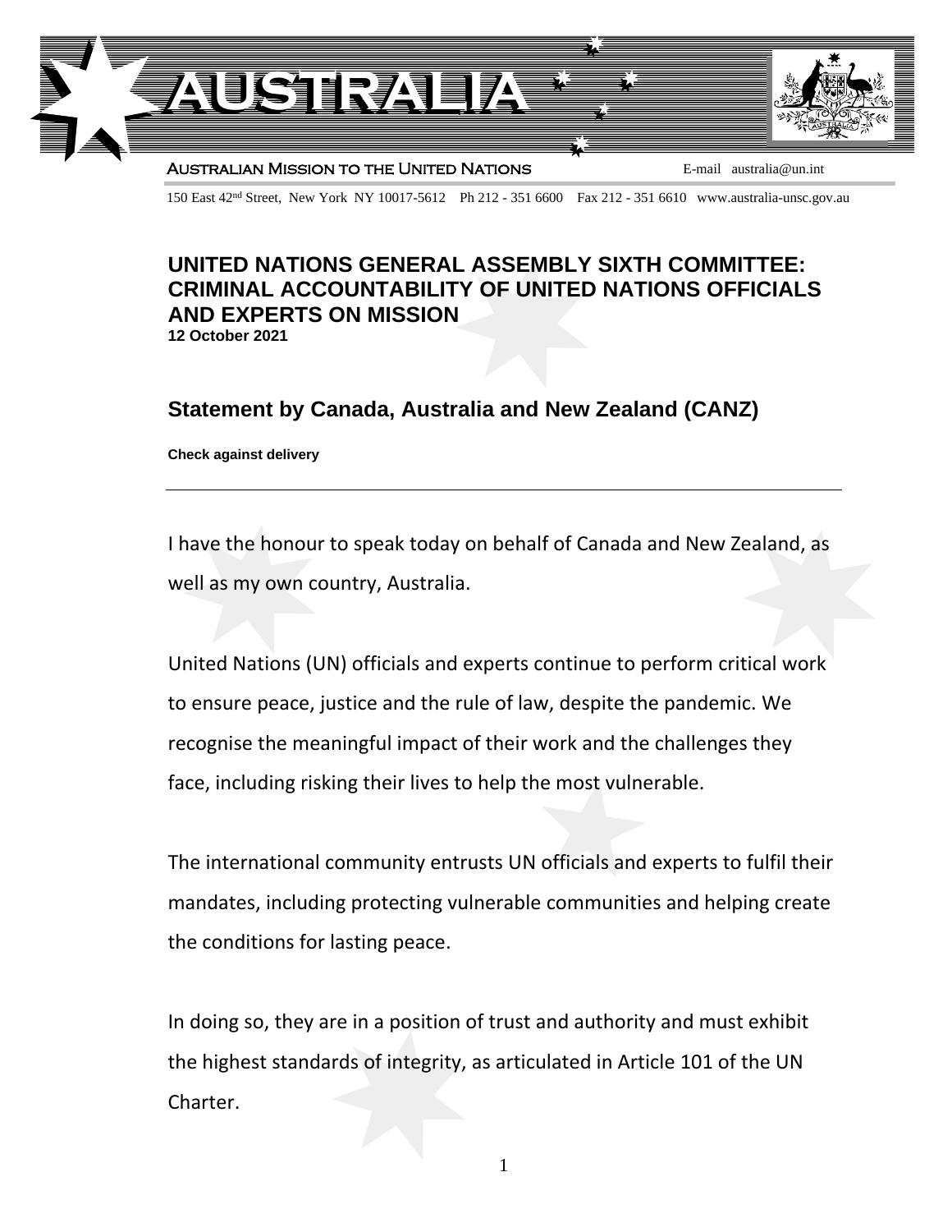AUSTRALIA

Australian Mission to the United Nations E-mail australia@un.int

150 East 42nd Street, New York NY 10017-5612 Ph 212 - 351 6600 Fax 212 - 351 6610 www.australia-unsc.gov.au

# UNITED NATIONS GENERAL ASSEMBLY SIXTH COMMITTEE: CRIMINAL ACCOUNTABILITY OF UNITED NATIONS OFFICIALS AND EXPERTS ON MISSION

**12 October 2021**

## Statement by Canada, Australia and New Zealand (CANZ)

**Check against delivery**

---

I have the honour to speak today on behalf of Canada and New Zealand, as well as my own country, Australia.

United Nations (UN) officials and experts continue to perform critical work to ensure peace, justice and the rule of law, despite the pandemic. We recognise the meaningful impact of their work and the challenges they face, including risking their lives to help the most vulnerable.

The international community entrusts UN officials and experts to fulfil their mandates, including protecting vulnerable communities and helping create the conditions for lasting peace.

In doing so, they are in a position of trust and authority and must exhibit the highest standards of integrity, as articulated in Article 101 of the UN Charter.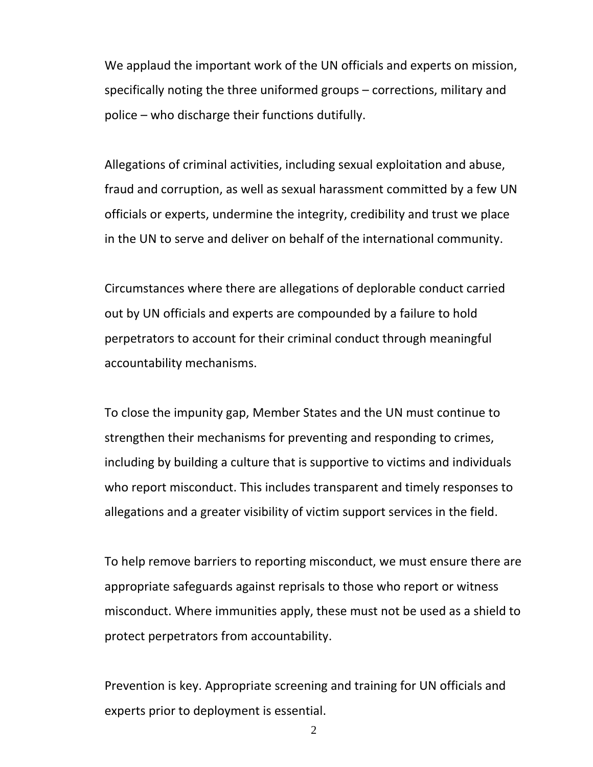We applaud the important work of the UN officials and experts on mission, specifically noting the three uniformed groups – corrections, military and police – who discharge their functions dutifully.

Allegations of criminal activities, including sexual exploitation and abuse, fraud and corruption, as well as sexual harassment committed by a few UN officials or experts, undermine the integrity, credibility and trust we place in the UN to serve and deliver on behalf of the international community.

Circumstances where there are allegations of deplorable conduct carried out by UN officials and experts are compounded by a failure to hold perpetrators to account for their criminal conduct through meaningful accountability mechanisms.

To close the impunity gap, Member States and the UN must continue to strengthen their mechanisms for preventing and responding to crimes, including by building a culture that is supportive to victims and individuals who report misconduct. This includes transparent and timely responses to allegations and a greater visibility of victim support services in the field.

To help remove barriers to reporting misconduct, we must ensure there are appropriate safeguards against reprisals to those who report or witness misconduct. Where immunities apply, these must not be used as a shield to protect perpetrators from accountability.

Prevention is key. Appropriate screening and training for UN officials and experts prior to deployment is essential.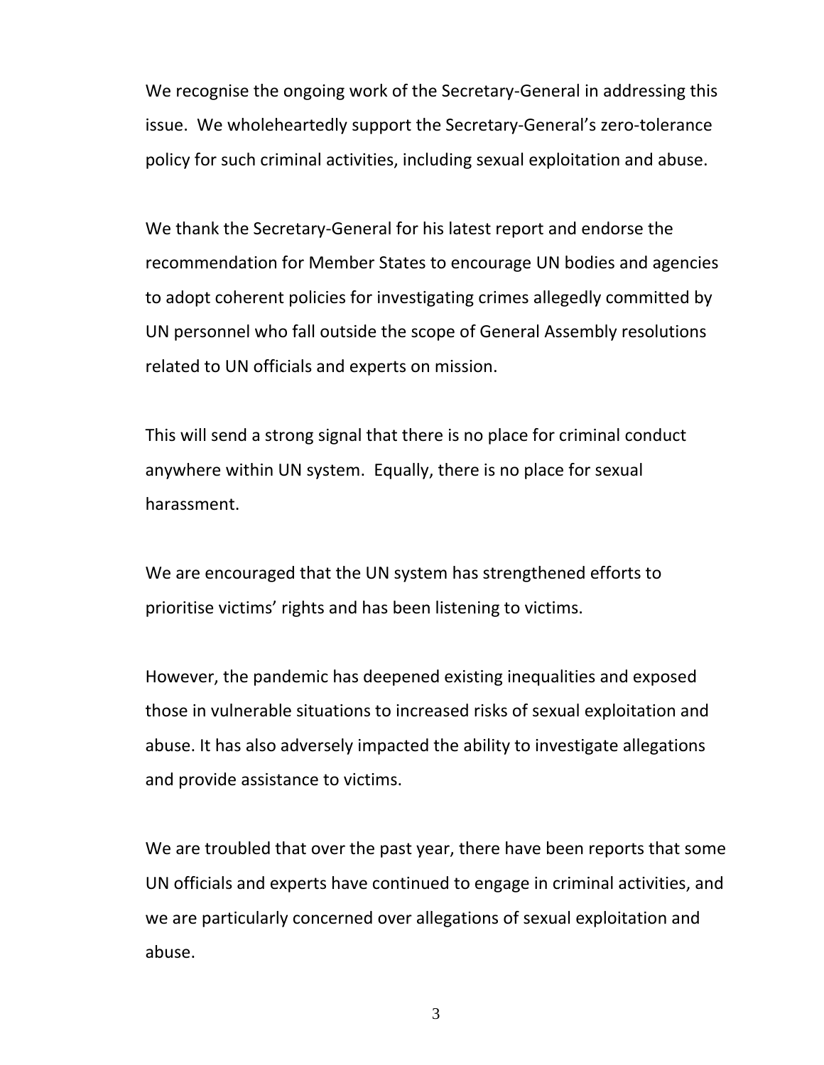We recognise the ongoing work of the Secretary-General in addressing this issue. We wholeheartedly support the Secretary-General's zero-tolerance policy for such criminal activities, including sexual exploitation and abuse.

We thank the Secretary-General for his latest report and endorse the recommendation for Member States to encourage UN bodies and agencies to adopt coherent policies for investigating crimes allegedly committed by UN personnel who fall outside the scope of General Assembly resolutions related to UN officials and experts on mission.

This will send a strong signal that there is no place for criminal conduct anywhere within UN system. Equally, there is no place for sexual harassment.

We are encouraged that the UN system has strengthened efforts to prioritise victims' rights and has been listening to victims.

However, the pandemic has deepened existing inequalities and exposed those in vulnerable situations to increased risks of sexual exploitation and abuse. It has also adversely impacted the ability to investigate allegations and provide assistance to victims.

We are troubled that over the past year, there have been reports that some UN officials and experts have continued to engage in criminal activities, and we are particularly concerned over allegations of sexual exploitation and abuse.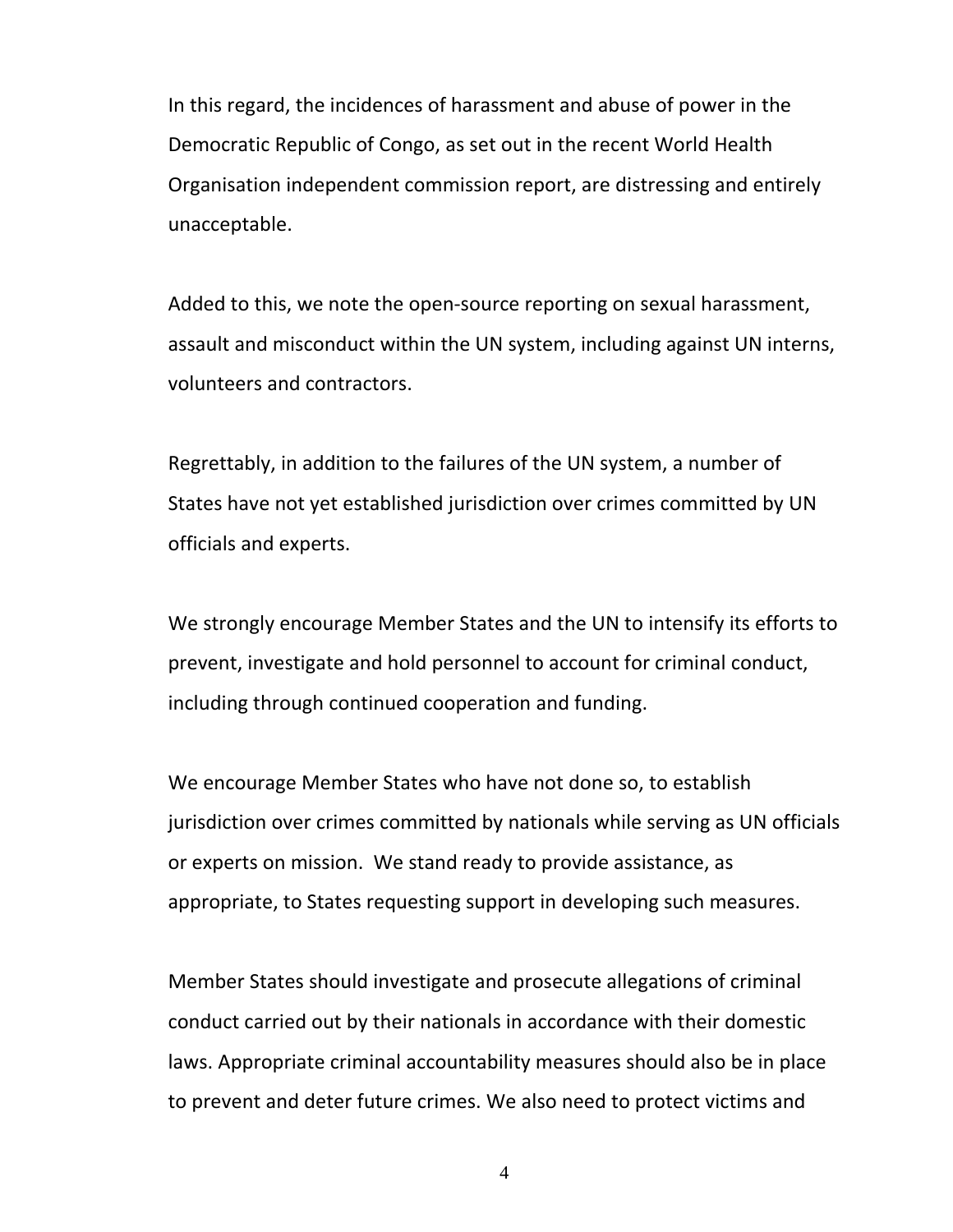In this regard, the incidences of harassment and abuse of power in the Democratic Republic of Congo, as set out in the recent World Health Organisation independent commission report, are distressing and entirely unacceptable.

Added to this, we note the open-source reporting on sexual harassment, assault and misconduct within the UN system, including against UN interns, volunteers and contractors.

Regrettably, in addition to the failures of the UN system, a number of States have not yet established jurisdiction over crimes committed by UN officials and experts.

We strongly encourage Member States and the UN to intensify its efforts to prevent, investigate and hold personnel to account for criminal conduct, including through continued cooperation and funding.

We encourage Member States who have not done so, to establish jurisdiction over crimes committed by nationals while serving as UN officials or experts on mission. We stand ready to provide assistance, as appropriate, to States requesting support in developing such measures.

Member States should investigate and prosecute allegations of criminal conduct carried out by their nationals in accordance with their domestic laws. Appropriate criminal accountability measures should also be in place to prevent and deter future crimes. We also need to protect victims and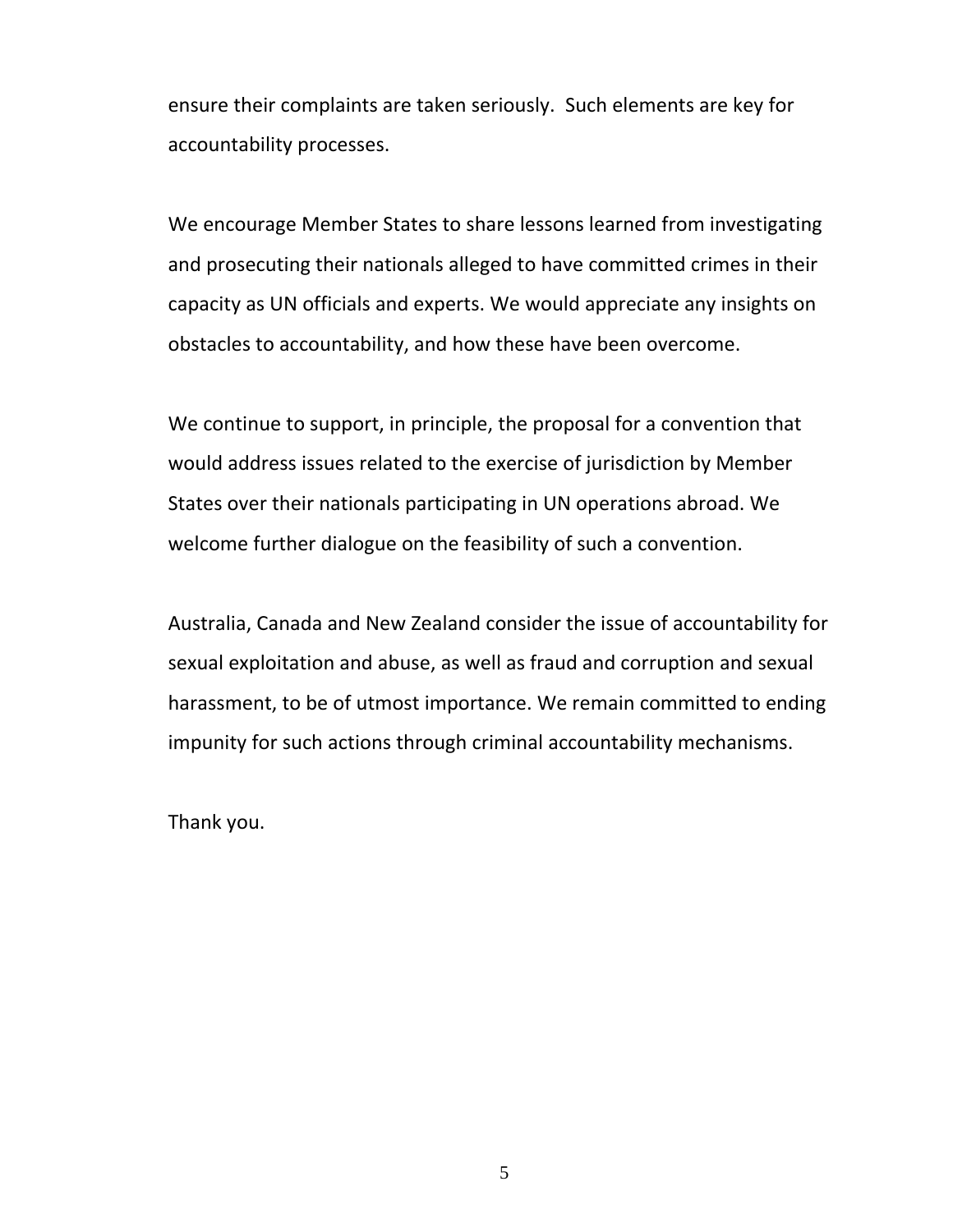ensure their complaints are taken seriously. Such elements are key for accountability processes.

We encourage Member States to share lessons learned from investigating and prosecuting their nationals alleged to have committed crimes in their capacity as UN officials and experts. We would appreciate any insights on obstacles to accountability, and how these have been overcome.

We continue to support, in principle, the proposal for a convention that would address issues related to the exercise of jurisdiction by Member States over their nationals participating in UN operations abroad. We welcome further dialogue on the feasibility of such a convention.

Australia, Canada and New Zealand consider the issue of accountability for sexual exploitation and abuse, as well as fraud and corruption and sexual harassment, to be of utmost importance. We remain committed to ending impunity for such actions through criminal accountability mechanisms.

Thank you.